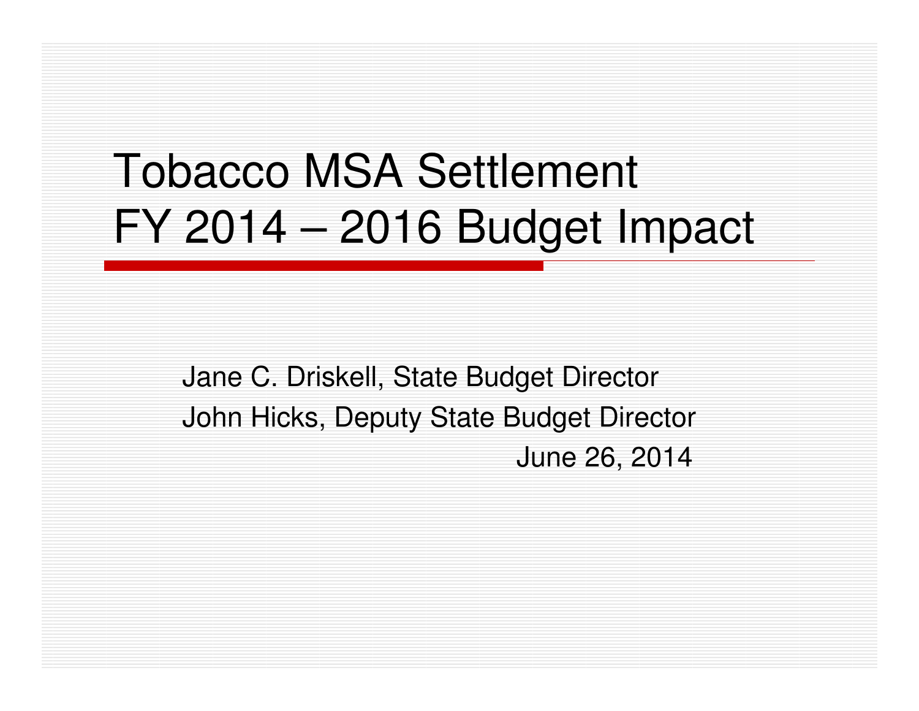# Tobacco MSA Settlement FY 2014 – 2016 Budget Impact

Jane C. Driskell, State Budget Director

John Hicks, Deputy State Budget Director

June 26, 2014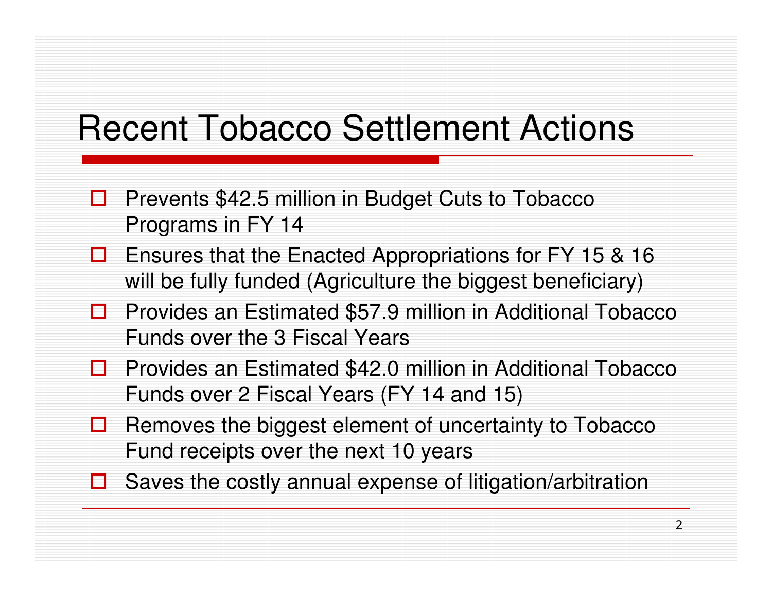# Recent Tobacco Settlement Actions

- Prevents $42.5 million in Budget Cuts to Tobacco Programs in FY 14
- Ensures that the Enacted Appropriations for FY 15 & 16 will be fully funded (Agriculture the biggest beneficiary)
- Provides an Estimated $57.9 million in Additional Tobacco Funds over the 3 Fiscal Years
- Provides an Estimated $42.0 million in Additional Tobacco Funds over 2 Fiscal Years (FY 14 and 15)
- Removes the biggest element of uncertainty to Tobacco Fund receipts over the next 10 years
- Saves the costly annual expense of litigation/arbitration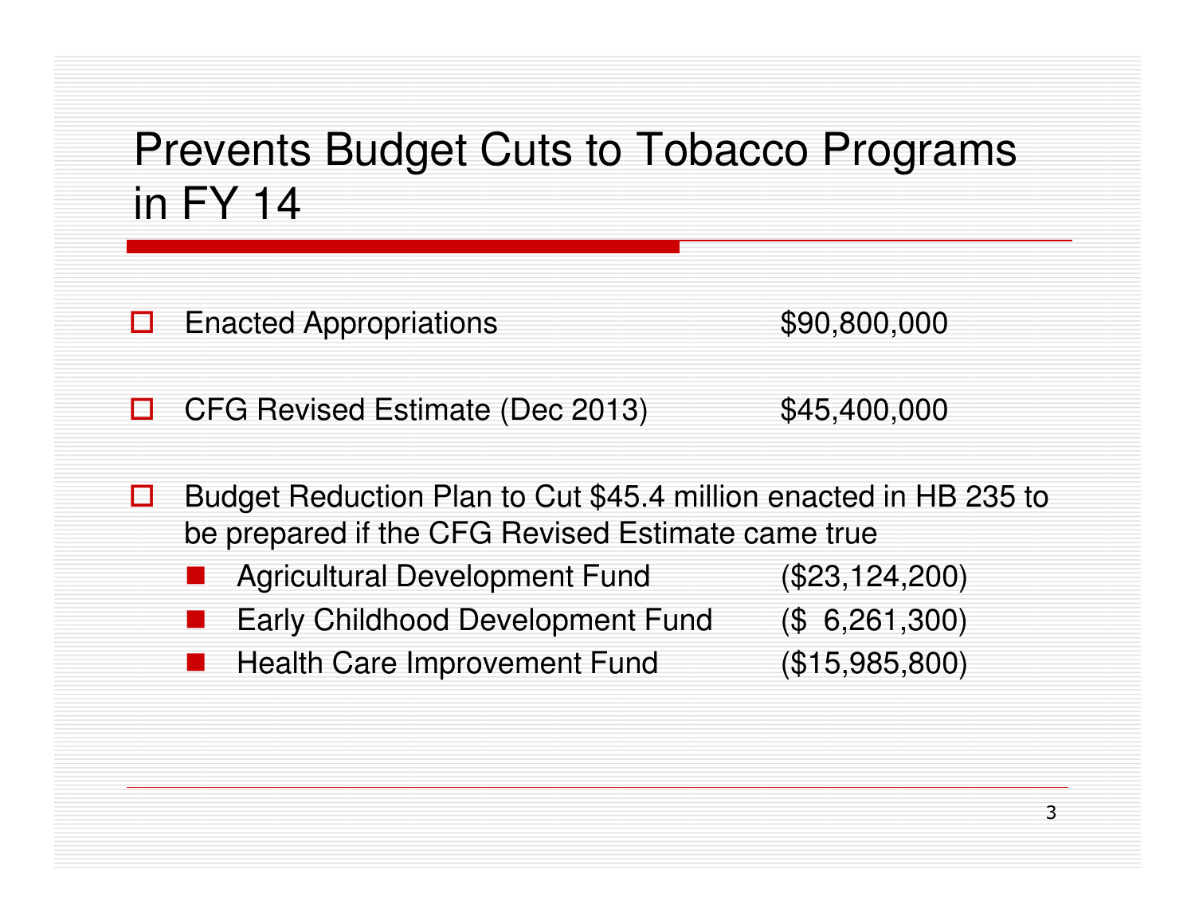# Prevents Budget Cuts to Tobacco Programs in FY 14

- Enacted Appropriations $90,800,000
- CFG Revised Estimate (Dec 2013) $45,400,000
- Budget Reduction Plan to Cut $45.4 million enacted in HB 235 to be prepared if the CFG Revised Estimate came true
  - Agricultural Development Fund ($23,124,200)
  - Early Childhood Development Fund ($ 6,261,300)
  - Health Care Improvement Fund ($15,985,800)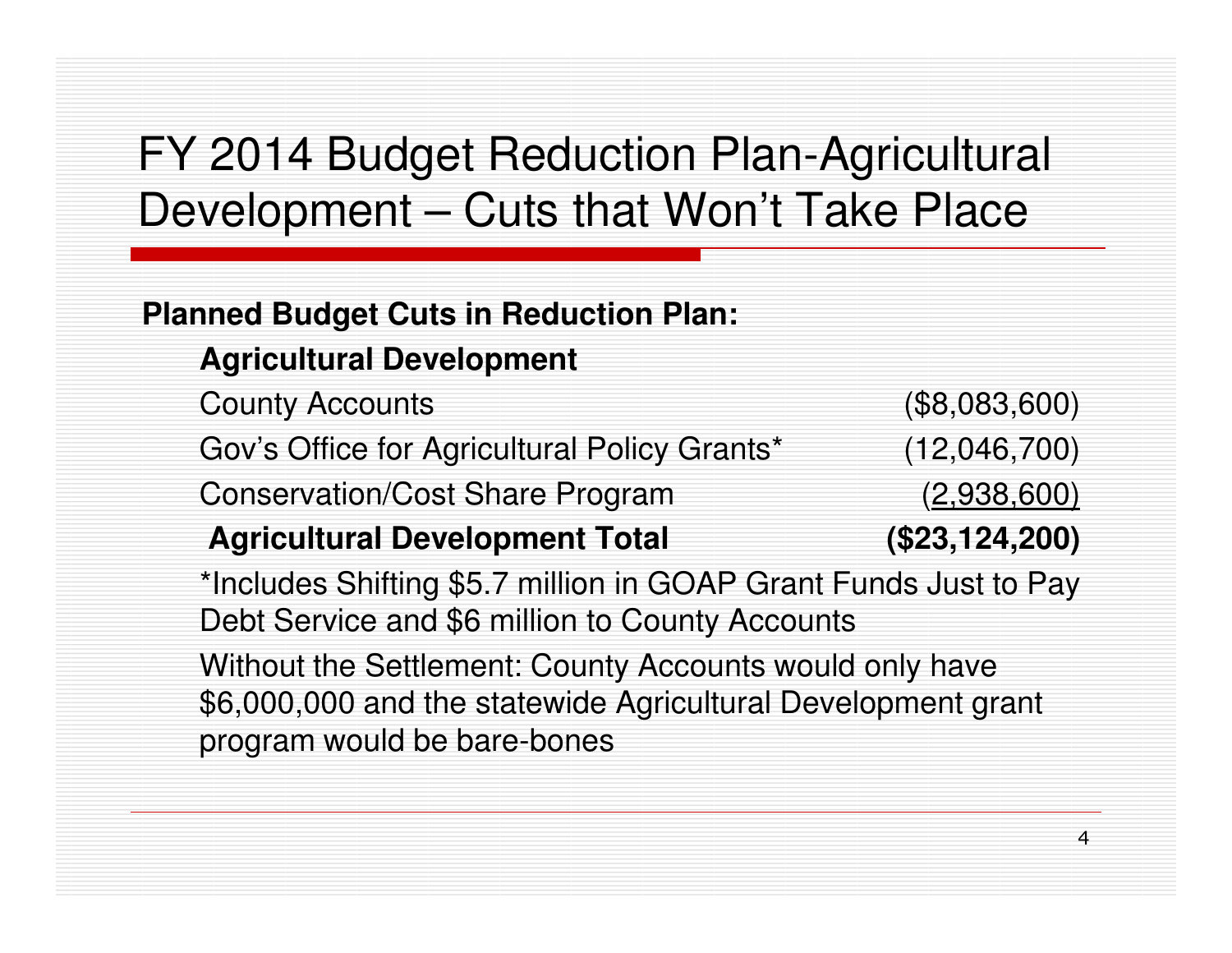# FY 2014 Budget Reduction Plan-Agricultural Development – Cuts that Won't Take Place

**Planned Budget Cuts in Reduction Plan:**

| **Agricultural Development** | |
|---|---|
| County Accounts | ($8,083,600) |
| Gov's Office for Agricultural Policy Grants* | (12,046,700) |
| Conservation/Cost Share Program | (2,938,600) |
| **Agricultural Development Total** | **($23,124,200)** |

*Includes Shifting $5.7 million in GOAP Grant Funds Just to Pay Debt Service and $6 million to County Accounts

Without the Settlement: County Accounts would only have $6,000,000 and the statewide Agricultural Development grant program would be bare-bones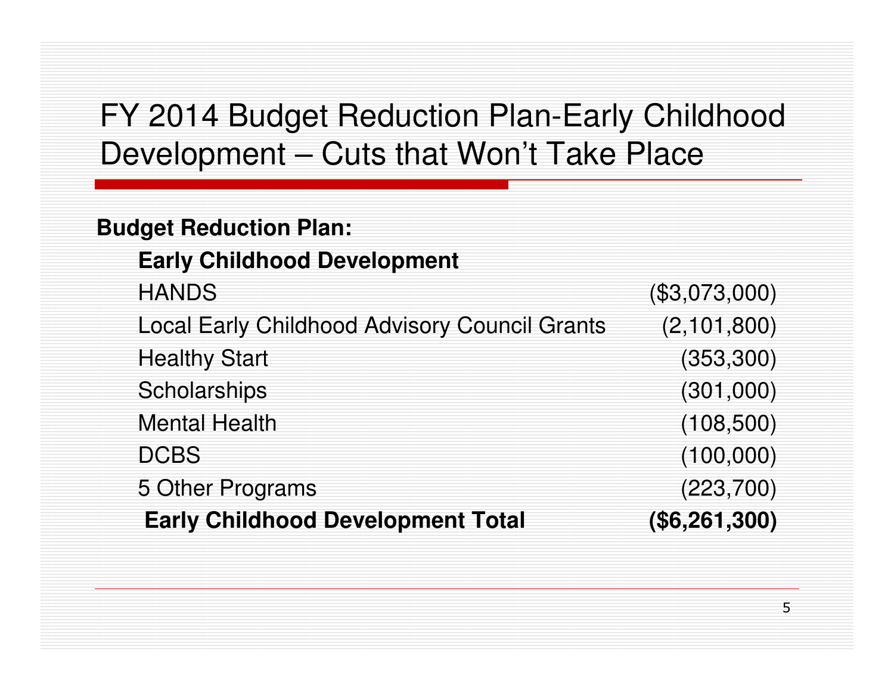# FY 2014 Budget Reduction Plan-Early Childhood Development – Cuts that Won't Take Place

**Budget Reduction Plan:**

| **Early Childhood Development** | |
|---|---|
| HANDS | ($3,073,000) |
| Local Early Childhood Advisory Council Grants | (2,101,800) |
| Healthy Start | (353,300) |
| Scholarships | (301,000) |
| Mental Health | (108,500) |
| DCBS | (100,000) |
| 5 Other Programs | (223,700) |
| **Early Childhood Development Total** | **($6,261,300)** |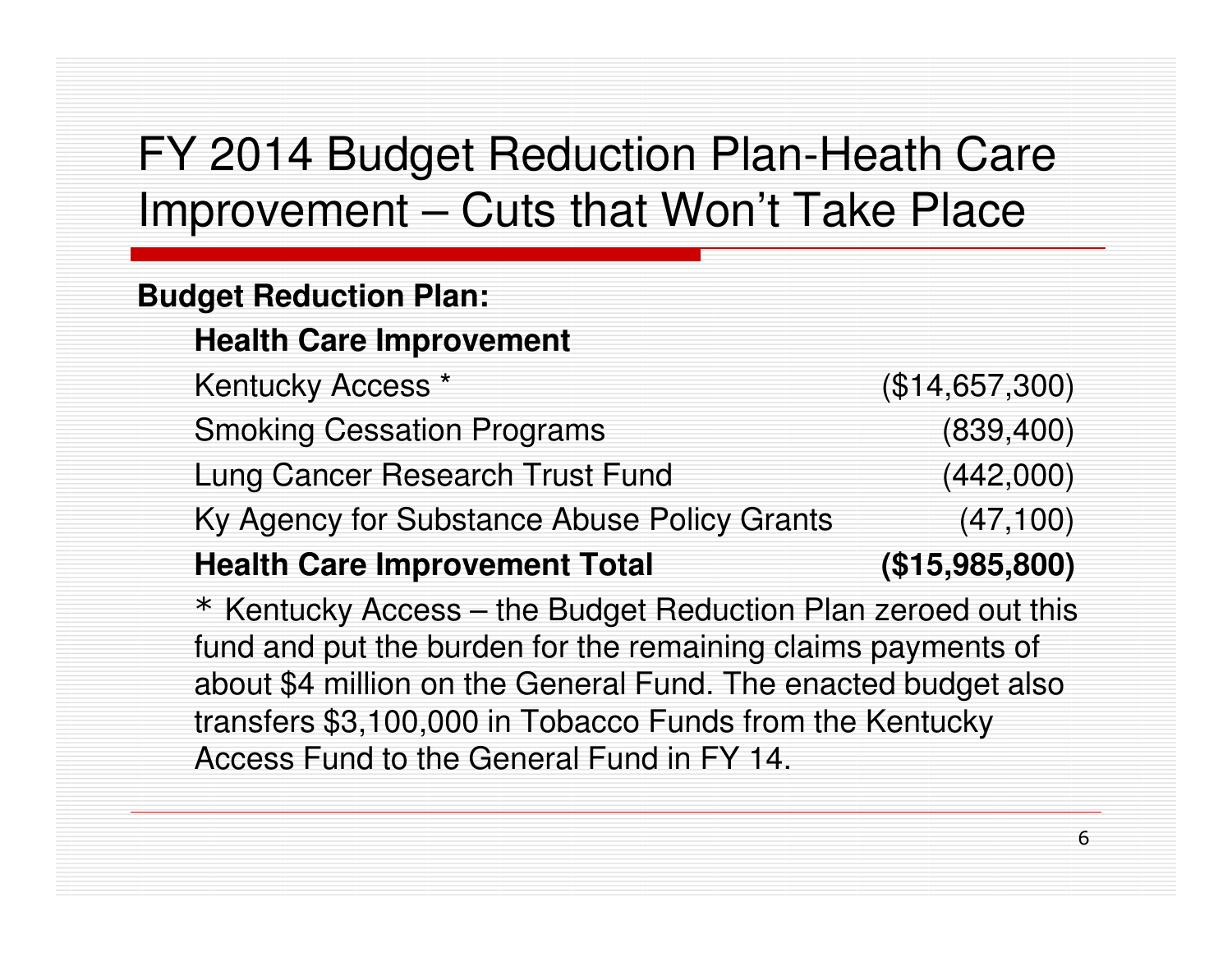# FY 2014 Budget Reduction Plan-Heath Care Improvement – Cuts that Won't Take Place

**Budget Reduction Plan:**

| **Health Care Improvement** | |
|---|---|
| Kentucky Access * | ($14,657,300) |
| Smoking Cessation Programs | (839,400) |
| Lung Cancer Research Trust Fund | (442,000) |
| Ky Agency for Substance Abuse Policy Grants | (47,100) |
| **Health Care Improvement Total** | **($15,985,800)** |

* Kentucky Access – the Budget Reduction Plan zeroed out this fund and put the burden for the remaining claims payments of about $4 million on the General Fund. The enacted budget also transfers $3,100,000 in Tobacco Funds from the Kentucky Access Fund to the General Fund in FY 14.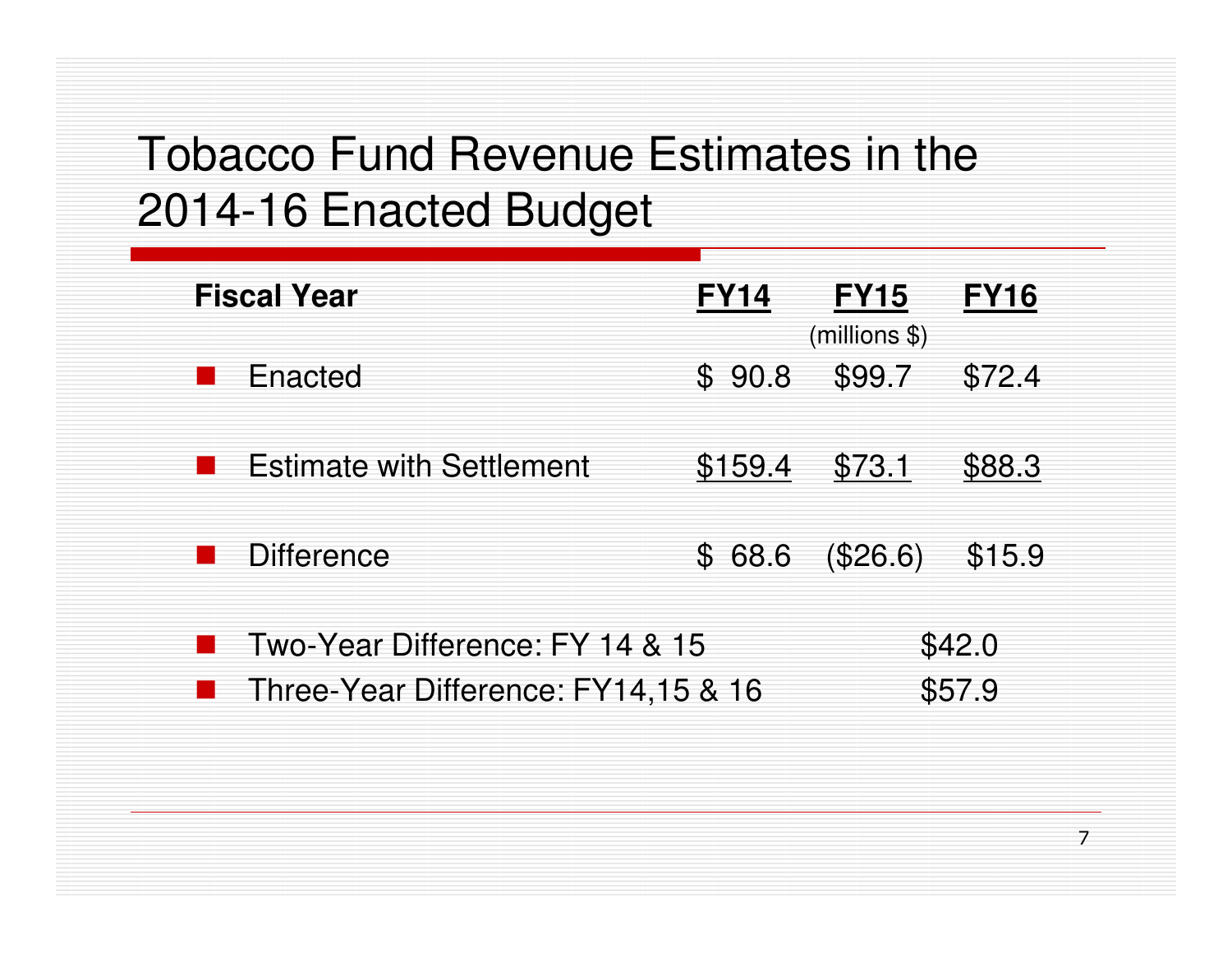# Tobacco Fund Revenue Estimates in the 2014-16 Enacted Budget

| Fiscal Year | FY14 | FY15 | FY16 |
|---|---|---|---|
| | | (millions $) | |
| Enacted | $ 90.8 | $99.7 | $72.4 |
| Estimate with Settlement | $159.4 | $73.1 | $88.3 |
| Difference | $ 68.6 | ($26.6) | $15.9 |

- Two-Year Difference: FY 14 & 15 $42.0
- Three-Year Difference: FY14,15 & 16 $57.9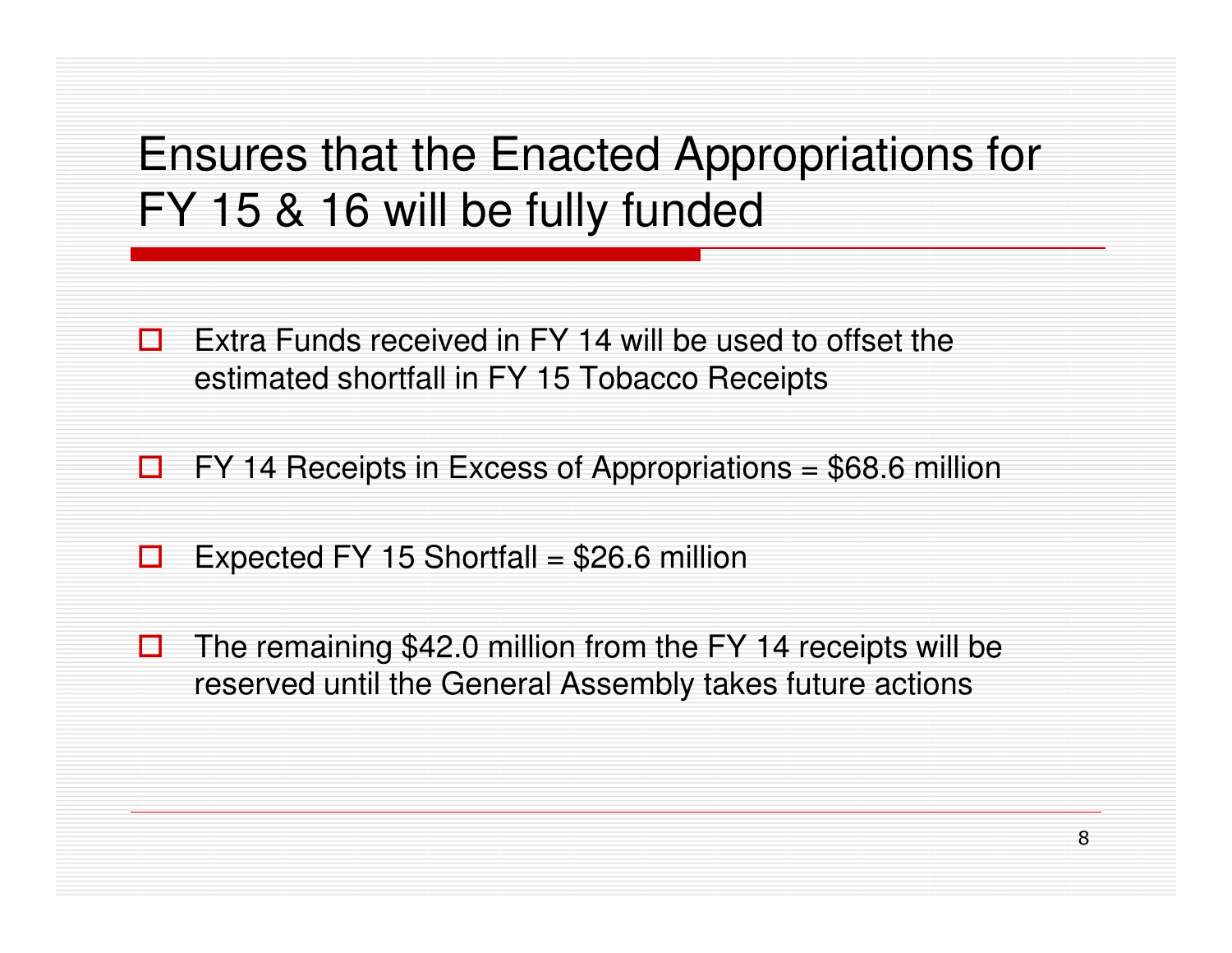# Ensures that the Enacted Appropriations for FY 15 & 16 will be fully funded

- Extra Funds received in FY 14 will be used to offset the estimated shortfall in FY 15 Tobacco Receipts
- FY 14 Receipts in Excess of Appropriations = $68.6 million
- Expected FY 15 Shortfall = $26.6 million
- The remaining $42.0 million from the FY 14 receipts will be reserved until the General Assembly takes future actions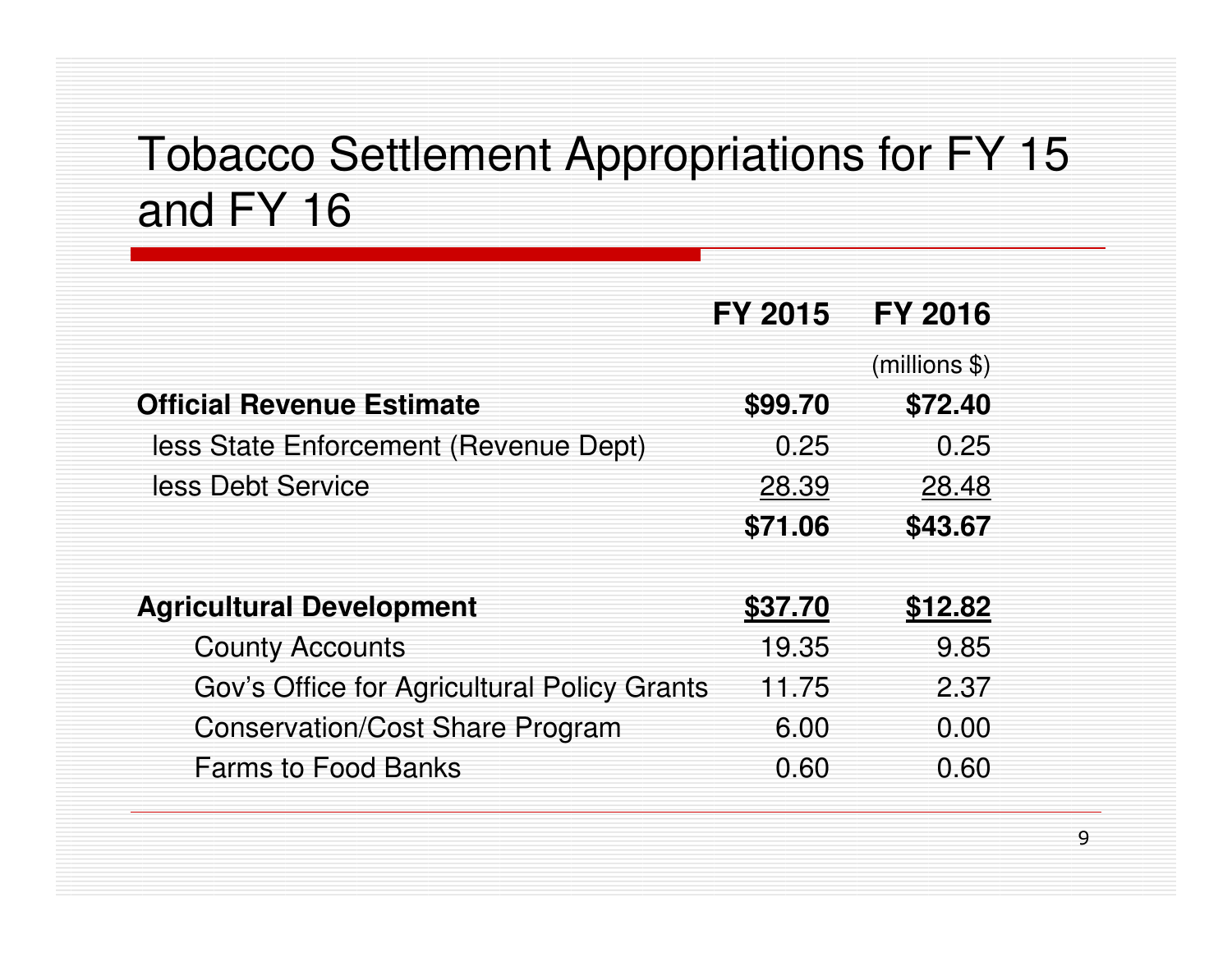# Tobacco Settlement Appropriations for FY 15 and FY 16

| | FY 2015 | FY 2016 |
|---|---|---|
| | | (millions $) |
| **Official Revenue Estimate** | **$99.70** | **$72.40** |
| less State Enforcement (Revenue Dept) | 0.25 | 0.25 |
| less Debt Service | 28.39 | 28.48 |
| | **$71.06** | **$43.67** |
| | | |
| **Agricultural Development** | **$37.70** | **$12.82** |
| County Accounts | 19.35 | 9.85 |
| Gov's Office for Agricultural Policy Grants | 11.75 | 2.37 |
| Conservation/Cost Share Program | 6.00 | 0.00 |
| Farms to Food Banks | 0.60 | 0.60 |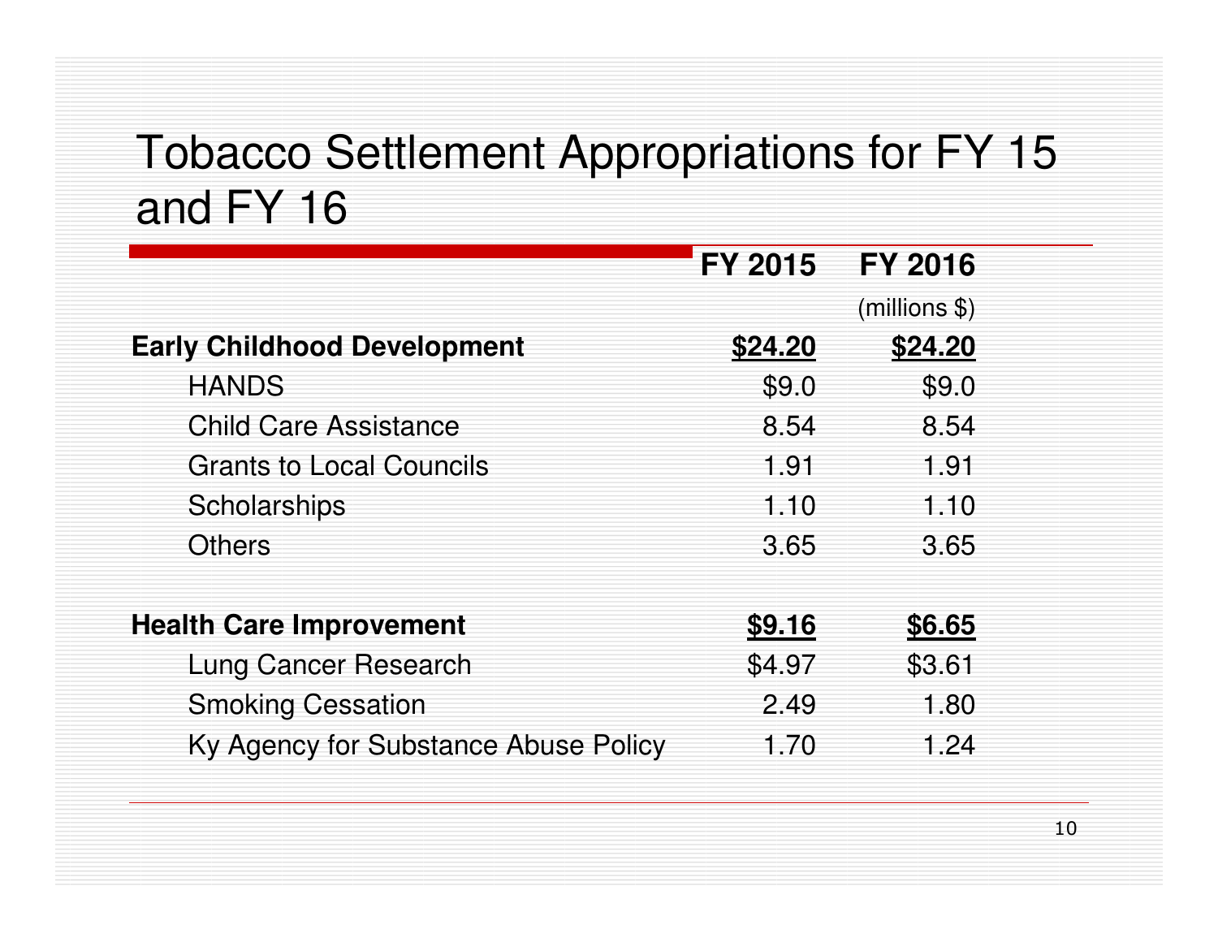# Tobacco Settlement Appropriations for FY 15 and FY 16

| | FY 2015 | FY 2016 |
|---|---|---|
| | | (millions $) |
| **Early Childhood Development** | **$24.20** | **$24.20** |
| HANDS | $9.0 | $9.0 |
| Child Care Assistance | 8.54 | 8.54 |
| Grants to Local Councils | 1.91 | 1.91 |
| Scholarships | 1.10 | 1.10 |
| Others | 3.65 | 3.65 |
| | | |
| **Health Care Improvement** | **$9.16** | **$6.65** |
| Lung Cancer Research | $4.97 | $3.61 |
| Smoking Cessation | 2.49 | 1.80 |
| Ky Agency for Substance Abuse Policy | 1.70 | 1.24 |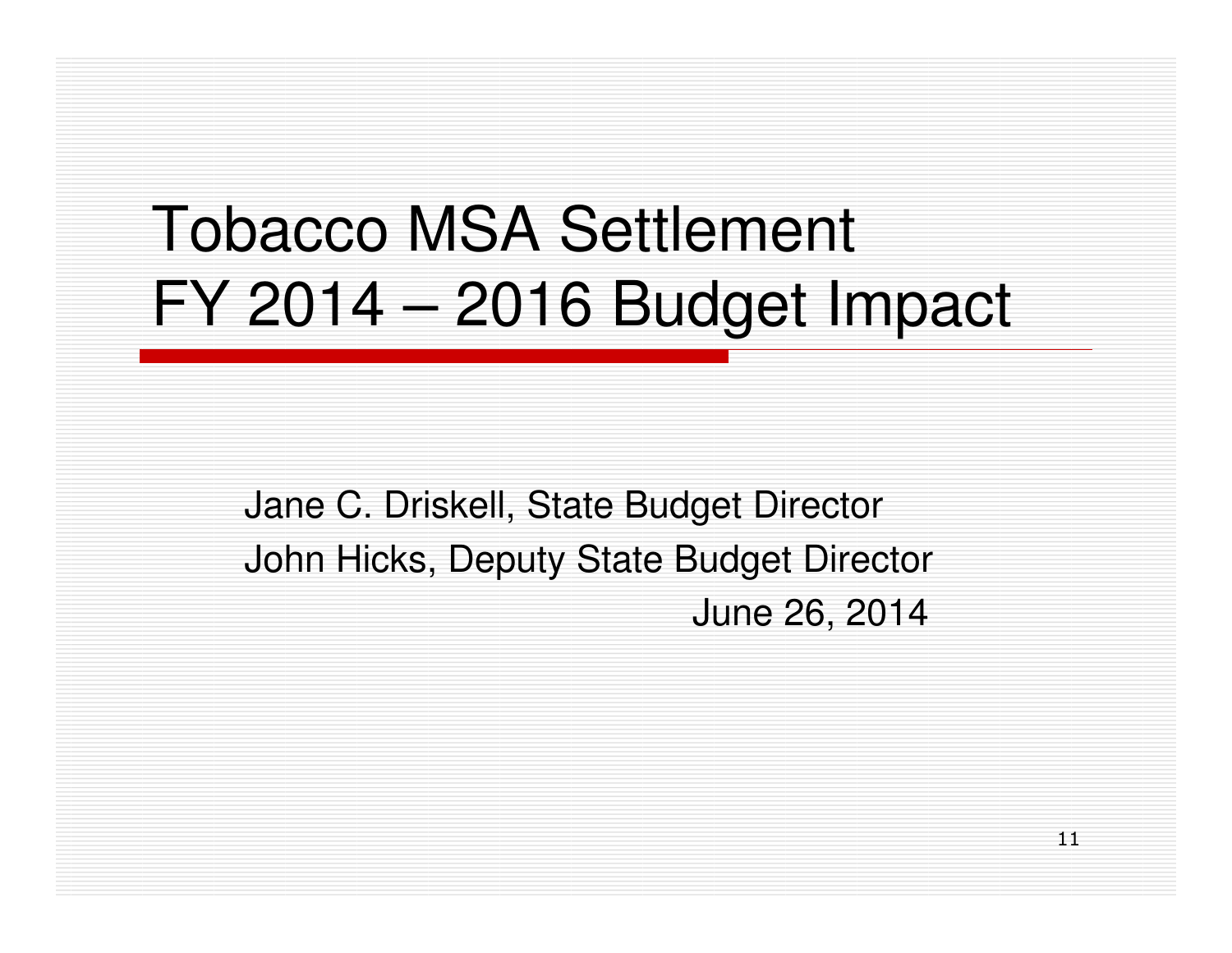# Tobacco MSA Settlement FY 2014 – 2016 Budget Impact

Jane C. Driskell, State Budget Director

John Hicks, Deputy State Budget Director

June 26, 2014